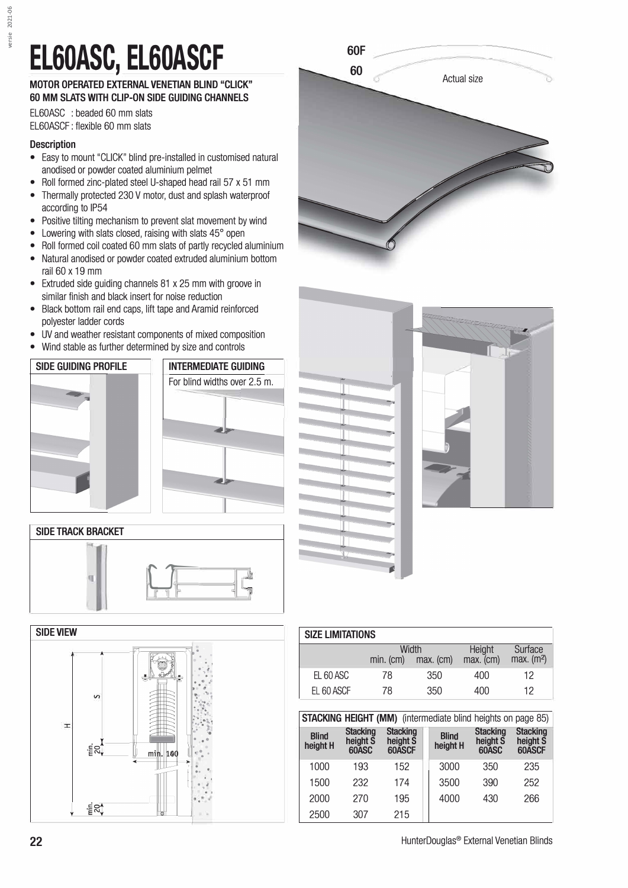# EL60ASC, EL60ASCF

## MOTOR OPERATED EXTERNAL VENETIAN BLIND "CLICK" 60 MM SLATS WITH CLIP-ON SIDE GUIDING CHANNELS

EL60ASC : beaded 60 mm slats
EL60ASCF : flexible 60 mm slats

### Description

- Easy to mount "CLICK" blind pre-installed in customised natural anodised or powder coated aluminium pelmet
- Roll formed zinc-plated steel U-shaped head rail 57 x 51 mm
- Thermally protected 230 V motor, dust and splash waterproof according to IP54
- Positive tilting mechanism to prevent slat movement by wind
- Lowering with slats closed, raising with slats 45° open
- Roll formed coil coated 60 mm slats of partly recycled aluminium
- Natural anodised or powder coated extruded aluminium bottom rail 60 x 19 mm
- Extruded side guiding channels 81 x 25 mm with groove in similar finish and black insert for noise reduction
- Black bottom rail end caps, lift tape and Aramid reinforced polyester ladder cords
- UV and weather resistant components of mixed composition
- Wind stable as further determined by size and controls

60F
60
Actual size

### SIDE GUIDING PROFILE

### INTERMEDIATE GUIDING

For blind widths over 2.5 m.

### SIDE TRACK BRACKET

### SIDE VIEW

S
H
min. 20
min. 140
min. 20

### SIZE LIMITATIONS

| | Width min. (cm) | Width max. (cm) | Height max. (cm) | Surface max. (m²) |
|---|---|---|---|---|
| EL 60 ASC | 78 | 350 | 400 | 12 |
| EL 60 ASCF | 78 | 350 | 400 | 12 |

### STACKING HEIGHT (MM) (intermediate blind heights on page 85)

| Blind height H | Stacking height S 60ASC | Stacking height S 60ASCF | Blind height H | Stacking height S 60ASC | Stacking height S 60ASCF |
|---|---|---|---|---|---|
| 1000 | 193 | 152 | 3000 | 350 | 235 |
| 1500 | 232 | 174 | 3500 | 390 | 252 |
| 2000 | 270 | 195 | 4000 | 430 | 266 |
| 2500 | 307 | 215 | | | |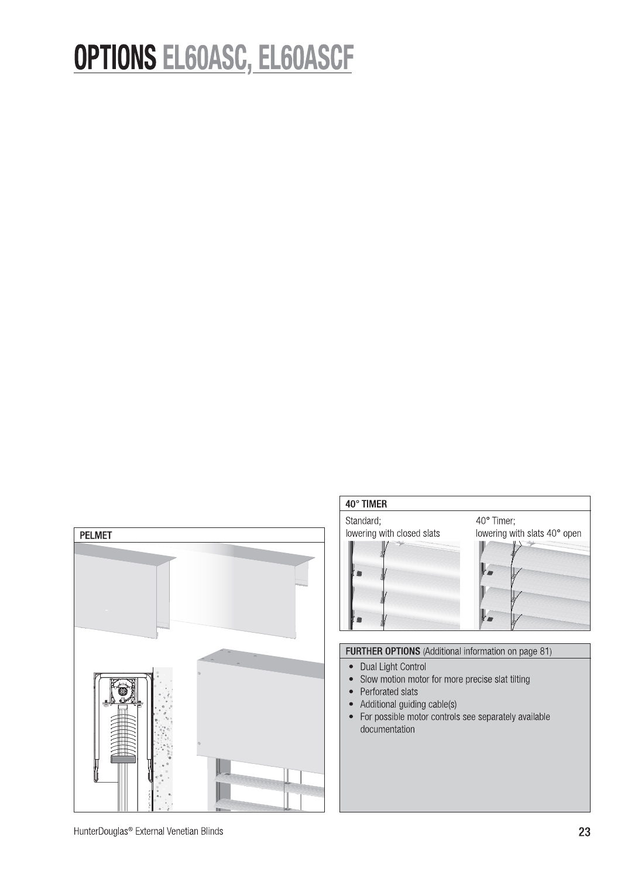# OPTIONS EL60ASC, EL60ASCF

### PELMET

### 40° TIMER

Standard;
lowering with closed slats

40° Timer;
lowering with slats 40° open

### FURTHER OPTIONS (Additional information on page 81)

- Dual Light Control
- Slow motion motor for more precise slat tilting
- Perforated slats
- Additional guiding cable(s)
- For possible motor controls see separately available documentation

HunterDouglas® External Venetian Blinds